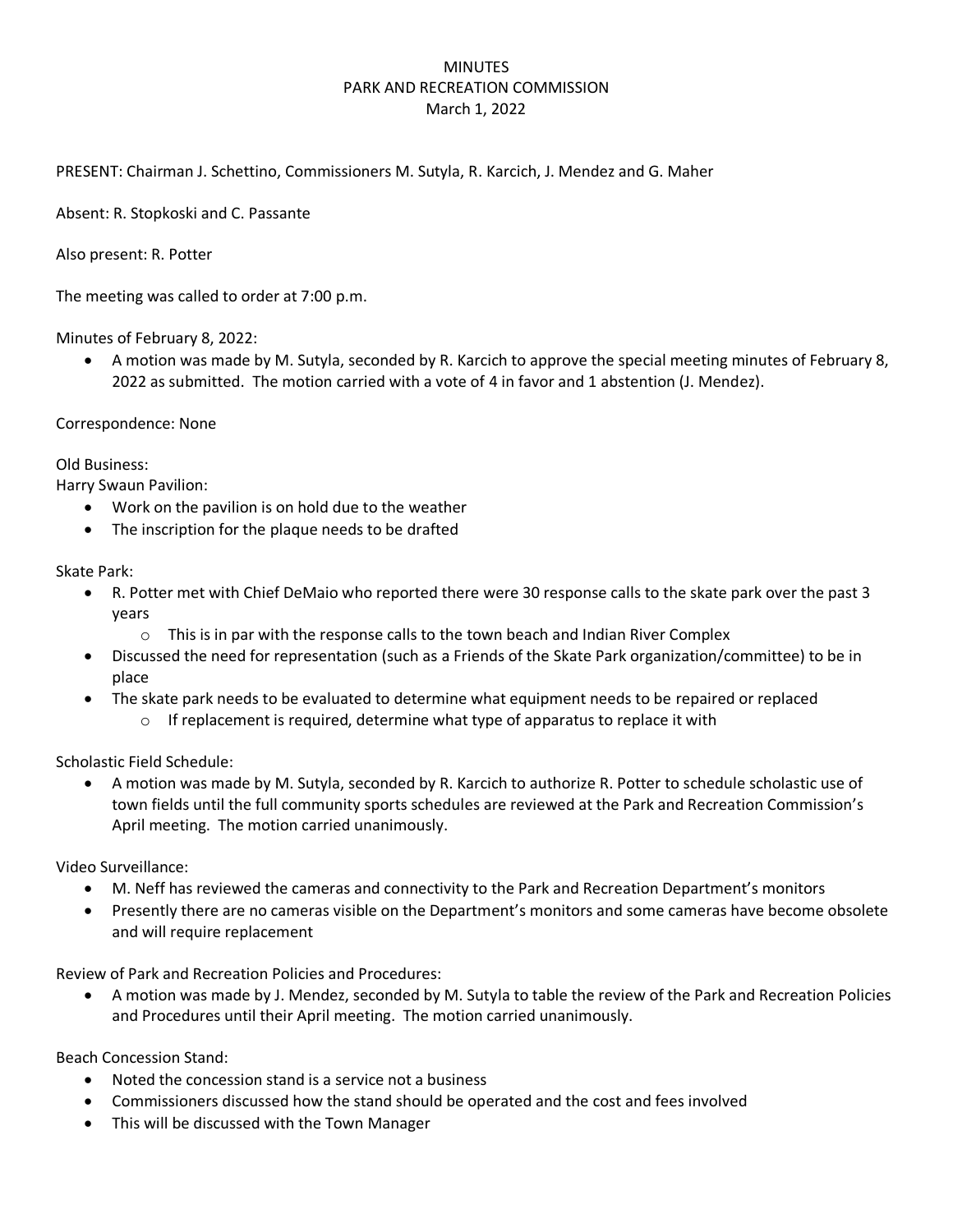# MINUTES
## PARK AND RECREATION COMMISSION
### March 1, 2022

PRESENT: Chairman J. Schettino, Commissioners M. Sutyla, R. Karcich, J. Mendez and G. Maher

Absent: R. Stopkoski and C. Passante

Also present: R. Potter

The meeting was called to order at 7:00 p.m.

Minutes of February 8, 2022:

- A motion was made by M. Sutyla, seconded by R. Karcich to approve the special meeting minutes of February 8, 2022 as submitted. The motion carried with a vote of 4 in favor and 1 abstention (J. Mendez).

Correspondence: None

Old Business:

Harry Swaun Pavilion:

- Work on the pavilion is on hold due to the weather
- The inscription for the plaque needs to be drafted

Skate Park:

- R. Potter met with Chief DeMaio who reported there were 30 response calls to the skate park over the past 3 years
  - This is in par with the response calls to the town beach and Indian River Complex
- Discussed the need for representation (such as a Friends of the Skate Park organization/committee) to be in place
- The skate park needs to be evaluated to determine what equipment needs to be repaired or replaced
  - If replacement is required, determine what type of apparatus to replace it with

Scholastic Field Schedule:

- A motion was made by M. Sutyla, seconded by R. Karcich to authorize R. Potter to schedule scholastic use of town fields until the full community sports schedules are reviewed at the Park and Recreation Commission's April meeting. The motion carried unanimously.

Video Surveillance:

- M. Neff has reviewed the cameras and connectivity to the Park and Recreation Department's monitors
- Presently there are no cameras visible on the Department's monitors and some cameras have become obsolete and will require replacement

Review of Park and Recreation Policies and Procedures:

- A motion was made by J. Mendez, seconded by M. Sutyla to table the review of the Park and Recreation Policies and Procedures until their April meeting. The motion carried unanimously.

Beach Concession Stand:

- Noted the concession stand is a service not a business
- Commissioners discussed how the stand should be operated and the cost and fees involved
- This will be discussed with the Town Manager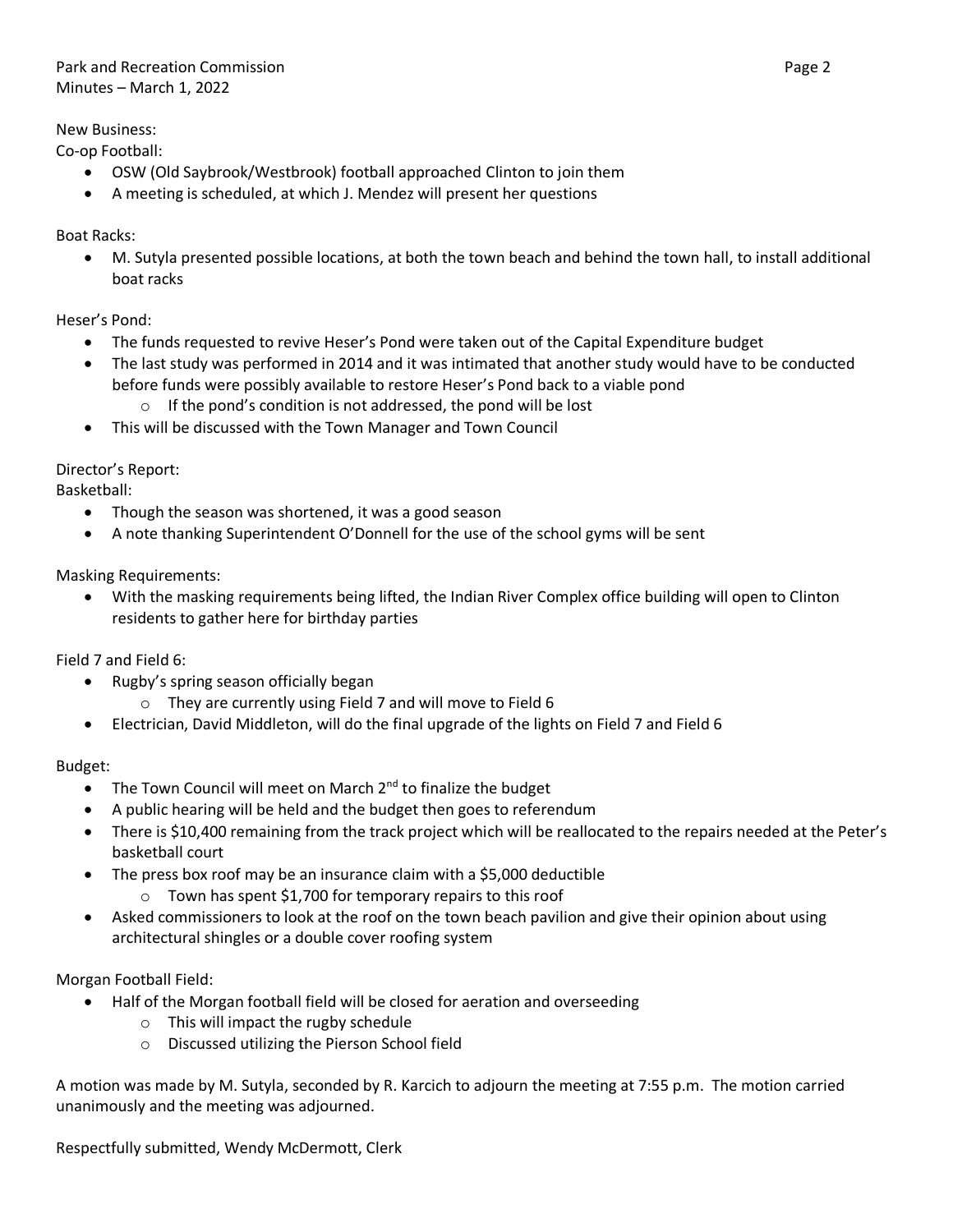New Business:

Co-op Football:

- OSW (Old Saybrook/Westbrook) football approached Clinton to join them
- A meeting is scheduled, at which J. Mendez will present her questions

Boat Racks:

- M. Sutyla presented possible locations, at both the town beach and behind the town hall, to install additional boat racks

Heser's Pond:

- The funds requested to revive Heser's Pond were taken out of the Capital Expenditure budget
- The last study was performed in 2014 and it was intimated that another study would have to be conducted before funds were possibly available to restore Heser's Pond back to a viable pond
    - If the pond's condition is not addressed, the pond will be lost
- This will be discussed with the Town Manager and Town Council

Director's Report:

Basketball:

- Though the season was shortened, it was a good season
- A note thanking Superintendent O'Donnell for the use of the school gyms will be sent

Masking Requirements:

- With the masking requirements being lifted, the Indian River Complex office building will open to Clinton residents to gather here for birthday parties

Field 7 and Field 6:

- Rugby's spring season officially began
    - They are currently using Field 7 and will move to Field 6
- Electrician, David Middleton, will do the final upgrade of the lights on Field 7 and Field 6

Budget:

- The Town Council will meet on March 2nd to finalize the budget
- A public hearing will be held and the budget then goes to referendum
- There is $10,400 remaining from the track project which will be reallocated to the repairs needed at the Peter's basketball court
- The press box roof may be an insurance claim with a $5,000 deductible
    - Town has spent $1,700 for temporary repairs to this roof
- Asked commissioners to look at the roof on the town beach pavilion and give their opinion about using architectural shingles or a double cover roofing system

Morgan Football Field:

- Half of the Morgan football field will be closed for aeration and overseeding
    - This will impact the rugby schedule
    - Discussed utilizing the Pierson School field

A motion was made by M. Sutyla, seconded by R. Karcich to adjourn the meeting at 7:55 p.m. The motion carried unanimously and the meeting was adjourned.

Respectfully submitted, Wendy McDermott, Clerk